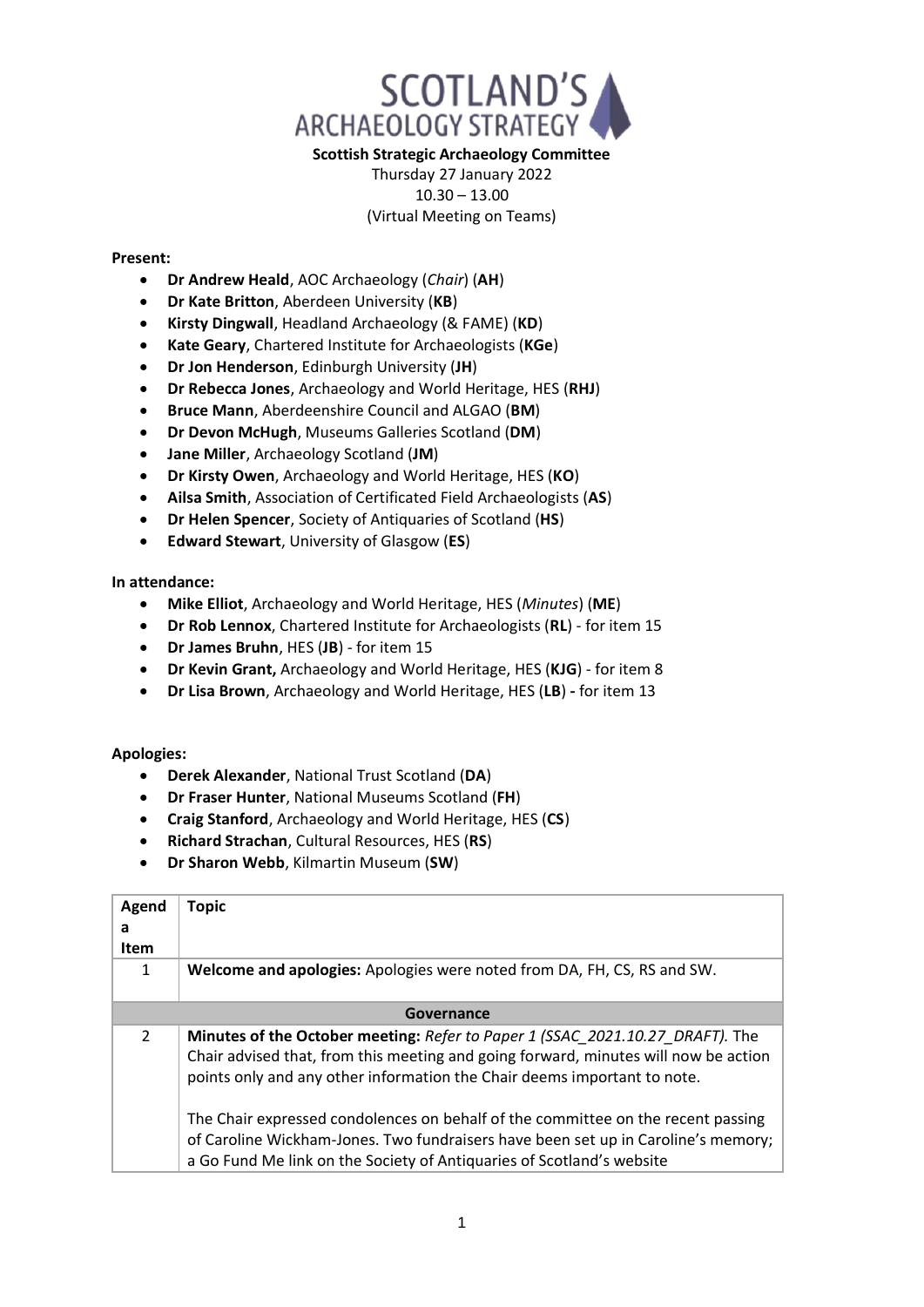# SCOTLAND'S ARCHAEOLOGY STRATEGY

**Scottish Strategic Archaeology Committee**
Thursday 27 January 2022
10.30 – 13.00
(Virtual Meeting on Teams)

**Present:**

- **Dr Andrew Heald**, AOC Archaeology (*Chair*) (**AH**)
- **Dr Kate Britton**, Aberdeen University (**KB**)
- **Kirsty Dingwall**, Headland Archaeology (& FAME) (**KD**)
- **Kate Geary**, Chartered Institute for Archaeologists (**KGe**)
- **Dr Jon Henderson**, Edinburgh University (**JH**)
- **Dr Rebecca Jones**, Archaeology and World Heritage, HES (**RHJ**)
- **Bruce Mann**, Aberdeenshire Council and ALGAO (**BM**)
- **Dr Devon McHugh**, Museums Galleries Scotland (**DM**)
- **Jane Miller**, Archaeology Scotland (**JM**)
- **Dr Kirsty Owen**, Archaeology and World Heritage, HES (**KO**)
- **Ailsa Smith**, Association of Certificated Field Archaeologists (**AS**)
- **Dr Helen Spencer**, Society of Antiquaries of Scotland (**HS**)
- **Edward Stewart**, University of Glasgow (**ES**)

**In attendance:**

- **Mike Elliot**, Archaeology and World Heritage, HES (*Minutes*) (**ME**)
- **Dr Rob Lennox**, Chartered Institute for Archaeologists (**RL**) - for item 15
- **Dr James Bruhn**, HES (**JB**) - for item 15
- **Dr Kevin Grant,** Archaeology and World Heritage, HES (**KJG**) - for item 8
- **Dr Lisa Brown**, Archaeology and World Heritage, HES (**LB**) **-** for item 13

**Apologies:**

- **Derek Alexander**, National Trust Scotland (**DA**)
- **Dr Fraser Hunter**, National Museums Scotland (**FH**)
- **Craig Stanford**, Archaeology and World Heritage, HES (**CS**)
- **Richard Strachan**, Cultural Resources, HES (**RS**)
- **Dr Sharon Webb**, Kilmartin Museum (**SW**)

| Agenda Item | Topic |
|---|---|
| 1 | **Welcome and apologies:** Apologies were noted from DA, FH, CS, RS and SW. |
| **Governance** | |
| 2 | **Minutes of the October meeting:** *Refer to Paper 1 (SSAC_2021.10.27_DRAFT).* The Chair advised that, from this meeting and going forward, minutes will now be action points only and any other information the Chair deems important to note.<br><br>The Chair expressed condolences on behalf of the committee on the recent passing of Caroline Wickham-Jones. Two fundraisers have been set up in Caroline's memory; a Go Fund Me link on the Society of Antiquaries of Scotland's website |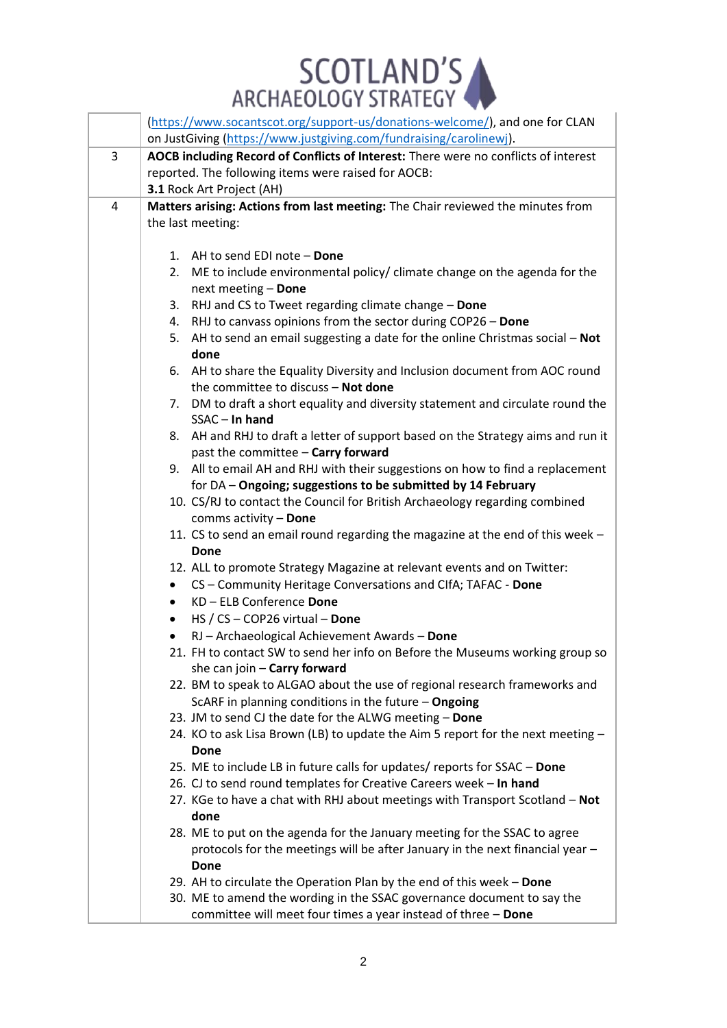| | |
|---|---|
| | (https://www.socantscot.org/support-us/donations-welcome/), and one for CLAN on JustGiving (https://www.justgiving.com/fundraising/carolinewj). |
| 3 | **AOCB including Record of Conflicts of Interest:** There were no conflicts of interest reported. The following items were raised for AOCB:<br>**3.1** Rock Art Project (AH) |
| 4 | **Matters arising: Actions from last meeting:** The Chair reviewed the minutes from the last meeting:<br><br>1. AH to send EDI note – **Done**<br>2. ME to include environmental policy/ climate change on the agenda for the next meeting – **Done**<br>3. RHJ and CS to Tweet regarding climate change – **Done**<br>4. RHJ to canvass opinions from the sector during COP26 – **Done**<br>5. AH to send an email suggesting a date for the online Christmas social – **Not done**<br>6. AH to share the Equality Diversity and Inclusion document from AOC round the committee to discuss – **Not done**<br>7. DM to draft a short equality and diversity statement and circulate round the SSAC – **In hand**<br>8. AH and RHJ to draft a letter of support based on the Strategy aims and run it past the committee – **Carry forward**<br>9. All to email AH and RHJ with their suggestions on how to find a replacement for DA – **Ongoing; suggestions to be submitted by 14 February**<br>10. CS/RJ to contact the Council for British Archaeology regarding combined comms activity – **Done**<br>11. CS to send an email round regarding the magazine at the end of this week – **Done**<br>12. ALL to promote Strategy Magazine at relevant events and on Twitter:<br>• CS – Community Heritage Conversations and CIfA; TAFAC - **Done**<br>• KD – ELB Conference **Done**<br>• HS / CS – COP26 virtual – **Done**<br>• RJ – Archaeological Achievement Awards – **Done**<br>21. FH to contact SW to send her info on Before the Museums working group so she can join – **Carry forward**<br>22. BM to speak to ALGAO about the use of regional research frameworks and ScARF in planning conditions in the future – **Ongoing**<br>23. JM to send CJ the date for the ALWG meeting – **Done**<br>24. KO to ask Lisa Brown (LB) to update the Aim 5 report for the next meeting – **Done**<br>25. ME to include LB in future calls for updates/ reports for SSAC – **Done**<br>26. CJ to send round templates for Creative Careers week – **In hand**<br>27. KGe to have a chat with RHJ about meetings with Transport Scotland – **Not done**<br>28. ME to put on the agenda for the January meeting for the SSAC to agree protocols for the meetings will be after January in the next financial year – **Done**<br>29. AH to circulate the Operation Plan by the end of this week – **Done**<br>30. ME to amend the wording in the SSAC governance document to say the committee will meet four times a year instead of three – **Done** |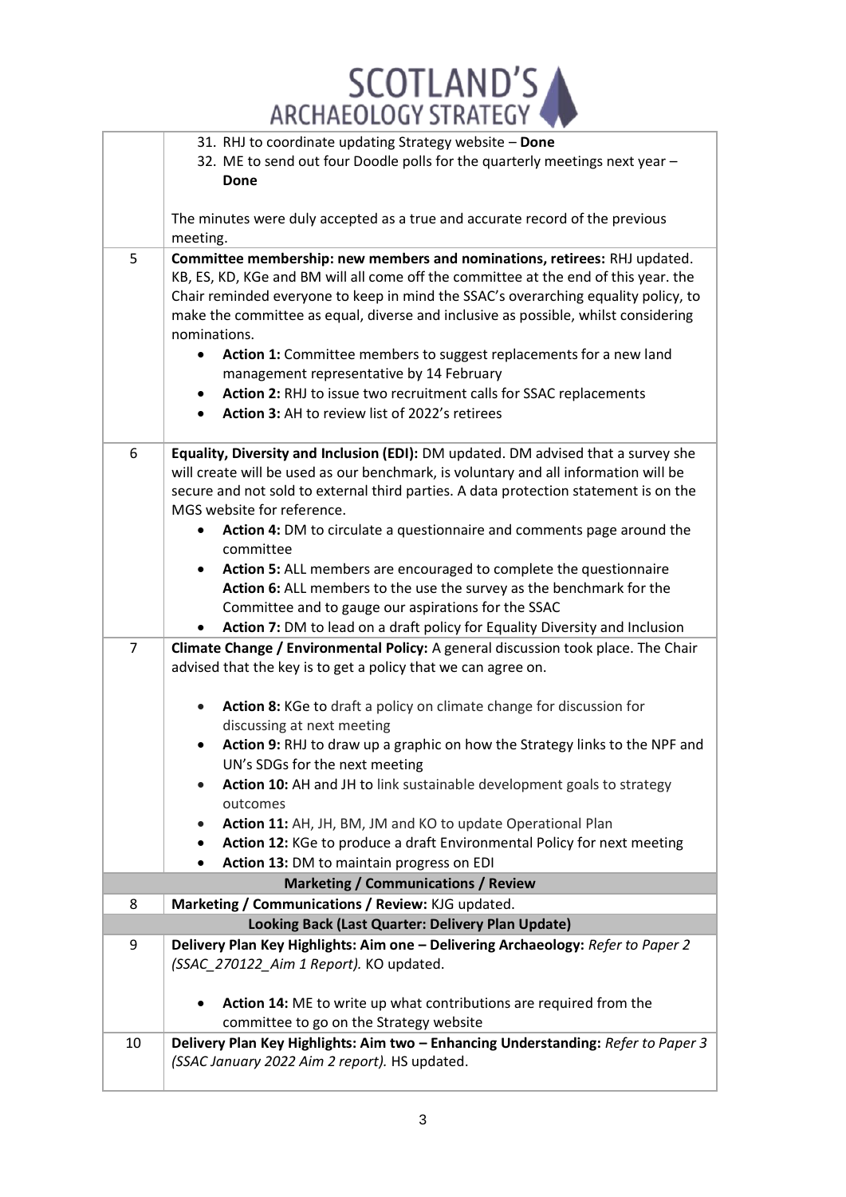| | |
|---|---|
| | 31. RHJ to coordinate updating Strategy website – **Done**<br>32. ME to send out four Doodle polls for the quarterly meetings next year – **Done**<br><br>The minutes were duly accepted as a true and accurate record of the previous meeting. |
| 5 | **Committee membership: new members and nominations, retirees:** RHJ updated. KB, ES, KD, KGe and BM will all come off the committee at the end of this year. the Chair reminded everyone to keep in mind the SSAC's overarching equality policy, to make the committee as equal, diverse and inclusive as possible, whilst considering nominations.<br>• **Action 1:** Committee members to suggest replacements for a new land management representative by 14 February<br>• **Action 2:** RHJ to issue two recruitment calls for SSAC replacements<br>• **Action 3:** AH to review list of 2022's retirees |
| 6 | **Equality, Diversity and Inclusion (EDI):** DM updated. DM advised that a survey she will create will be used as our benchmark, is voluntary and all information will be secure and not sold to external third parties. A data protection statement is on the MGS website for reference.<br>• **Action 4:** DM to circulate a questionnaire and comments page around the committee<br>• **Action 5:** ALL members are encouraged to complete the questionnaire **Action 6:** ALL members to the use the survey as the benchmark for the Committee and to gauge our aspirations for the SSAC<br>• **Action 7:** DM to lead on a draft policy for Equality Diversity and Inclusion |
| 7 | **Climate Change / Environmental Policy:** A general discussion took place. The Chair advised that the key is to get a policy that we can agree on.<br><br>• **Action 8:** KGe to draft a policy on climate change for discussion for discussing at next meeting<br>• **Action 9:** RHJ to draw up a graphic on how the Strategy links to the NPF and UN's SDGs for the next meeting<br>• **Action 10:** AH and JH to link sustainable development goals to strategy outcomes<br>• **Action 11:** AH, JH, BM, JM and KO to update Operational Plan<br>• **Action 12:** KGe to produce a draft Environmental Policy for next meeting<br>• **Action 13:** DM to maintain progress on EDI |
| | **Marketing / Communications / Review** |
| 8 | **Marketing / Communications / Review:** KJG updated. |
| | **Looking Back (Last Quarter: Delivery Plan Update)** |
| 9 | **Delivery Plan Key Highlights: Aim one – Delivering Archaeology:** *Refer to Paper 2 (SSAC_270122_Aim 1 Report).* KO updated.<br><br>• **Action 14:** ME to write up what contributions are required from the committee to go on the Strategy website |
| 10 | **Delivery Plan Key Highlights: Aim two – Enhancing Understanding:** *Refer to Paper 3 (SSAC January 2022 Aim 2 report).* HS updated. |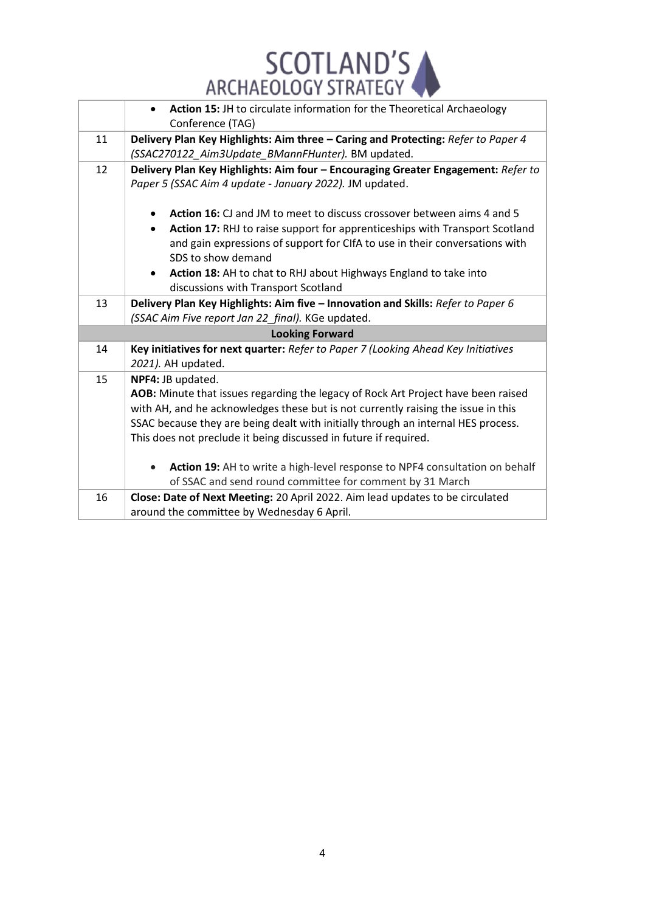| | |
|---|---|
| | • **Action 15:** JH to circulate information for the Theoretical Archaeology Conference (TAG) |
| 11 | **Delivery Plan Key Highlights: Aim three – Caring and Protecting:** *Refer to Paper 4 (SSAC270122_Aim3Update_BMannFHunter).* BM updated. |
| 12 | **Delivery Plan Key Highlights: Aim four – Encouraging Greater Engagement:** *Refer to Paper 5 (SSAC Aim 4 update - January 2022).* JM updated.<br><br>• **Action 16:** CJ and JM to meet to discuss crossover between aims 4 and 5<br>• **Action 17:** RHJ to raise support for apprenticeships with Transport Scotland and gain expressions of support for CIfA to use in their conversations with SDS to show demand<br>• **Action 18:** AH to chat to RHJ about Highways England to take into discussions with Transport Scotland |
| 13 | **Delivery Plan Key Highlights: Aim five – Innovation and Skills:** *Refer to Paper 6 (SSAC Aim Five report Jan 22_final).* KGe updated. |
| | **Looking Forward** |
| 14 | **Key initiatives for next quarter:** *Refer to Paper 7 (Looking Ahead Key Initiatives 2021).* AH updated. |
| 15 | **NPF4:** JB updated.<br>**AOB:** Minute that issues regarding the legacy of Rock Art Project have been raised with AH, and he acknowledges these but is not currently raising the issue in this SSAC because they are being dealt with initially through an internal HES process. This does not preclude it being discussed in future if required.<br><br>• **Action 19:** AH to write a high-level response to NPF4 consultation on behalf of SSAC and send round committee for comment by 31 March |
| 16 | **Close: Date of Next Meeting:** 20 April 2022. Aim lead updates to be circulated around the committee by Wednesday 6 April. |